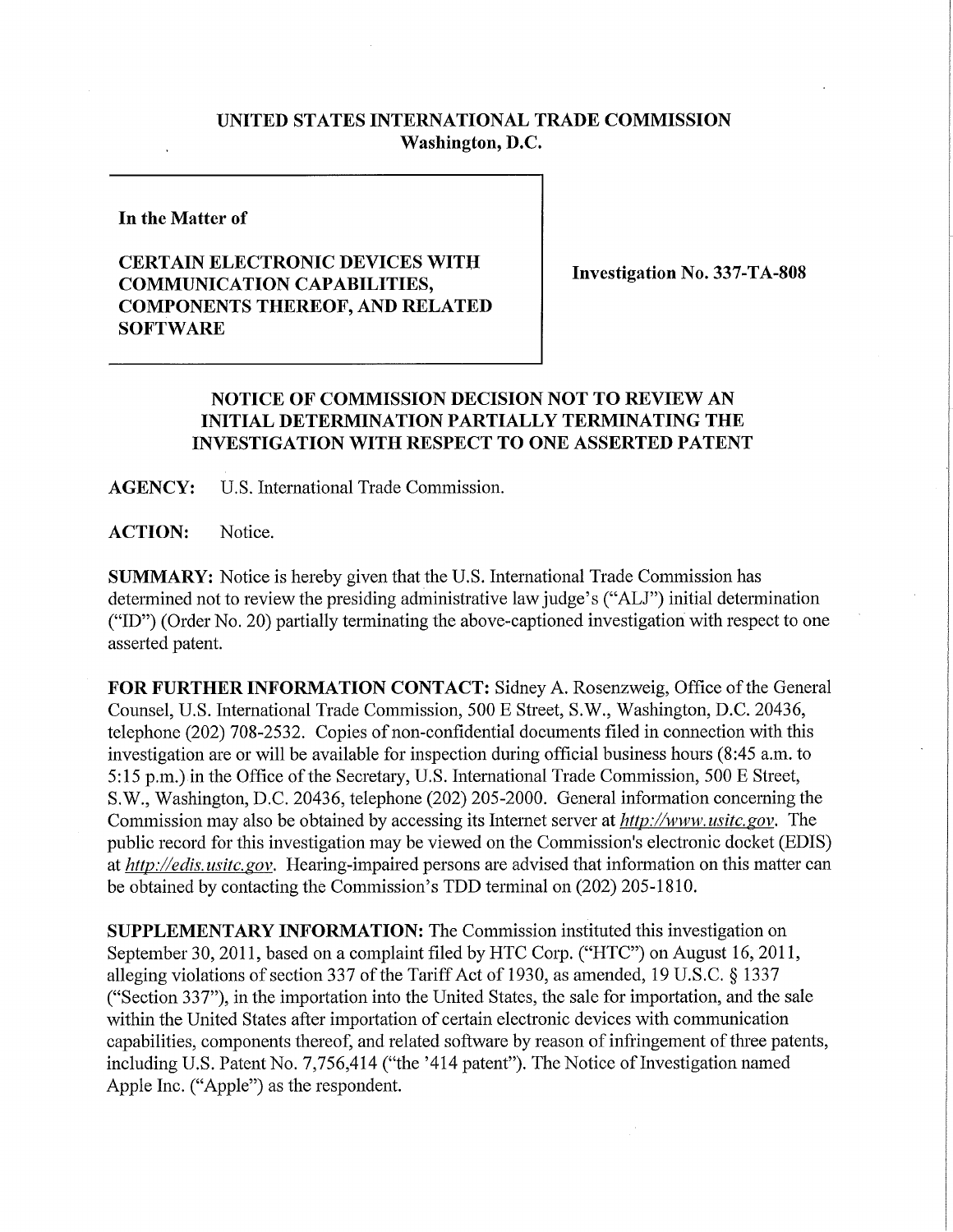# UNITED STATES INTERNATIONAL TRADE COMMISSION
**Washington, D.C.**

**In the Matter of**

**CERTAIN ELECTRONIC DEVICES WITH COMMUNICATION CAPABILITIES, COMPONENTS THEREOF, AND RELATED SOFTWARE**

**Investigation No. 337-TA-808**

## NOTICE OF COMMISSION DECISION NOT TO REVIEW AN INITIAL DETERMINATION PARTIALLY TERMINATING THE INVESTIGATION WITH RESPECT TO ONE ASSERTED PATENT

**AGENCY:** U.S. International Trade Commission.

**ACTION:** Notice.

**SUMMARY:** Notice is hereby given that the U.S. International Trade Commission has determined not to review the presiding administrative law judge's ("ALJ") initial determination ("ID") (Order No. 20) partially terminating the above-captioned investigation with respect to one asserted patent.

**FOR FURTHER INFORMATION CONTACT:** Sidney A. Rosenzweig, Office of the General Counsel, U.S. International Trade Commission, 500 E Street, S.W., Washington, D.C. 20436, telephone (202) 708-2532. Copies of non-confidential documents filed in connection with this investigation are or will be available for inspection during official business hours (8:45 a.m. to 5:15 p.m.) in the Office of the Secretary, U.S. International Trade Commission, 500 E Street, S.W., Washington, D.C. 20436, telephone (202) 205-2000. General information concerning the Commission may also be obtained by accessing its Internet server at *http://www.usitc.gov*. The public record for this investigation may be viewed on the Commission's electronic docket (EDIS) at *http://edis.usitc.gov*. Hearing-impaired persons are advised that information on this matter can be obtained by contacting the Commission's TDD terminal on (202) 205-1810.

**SUPPLEMENTARY INFORMATION:** The Commission instituted this investigation on September 30, 2011, based on a complaint filed by HTC Corp. ("HTC") on August 16, 2011, alleging violations of section 337 of the Tariff Act of 1930, as amended, 19 U.S.C. § 1337 ("Section 337"), in the importation into the United States, the sale for importation, and the sale within the United States after importation of certain electronic devices with communication capabilities, components thereof, and related software by reason of infringement of three patents, including U.S. Patent No. 7,756,414 ("the '414 patent"). The Notice of Investigation named Apple Inc. ("Apple") as the respondent.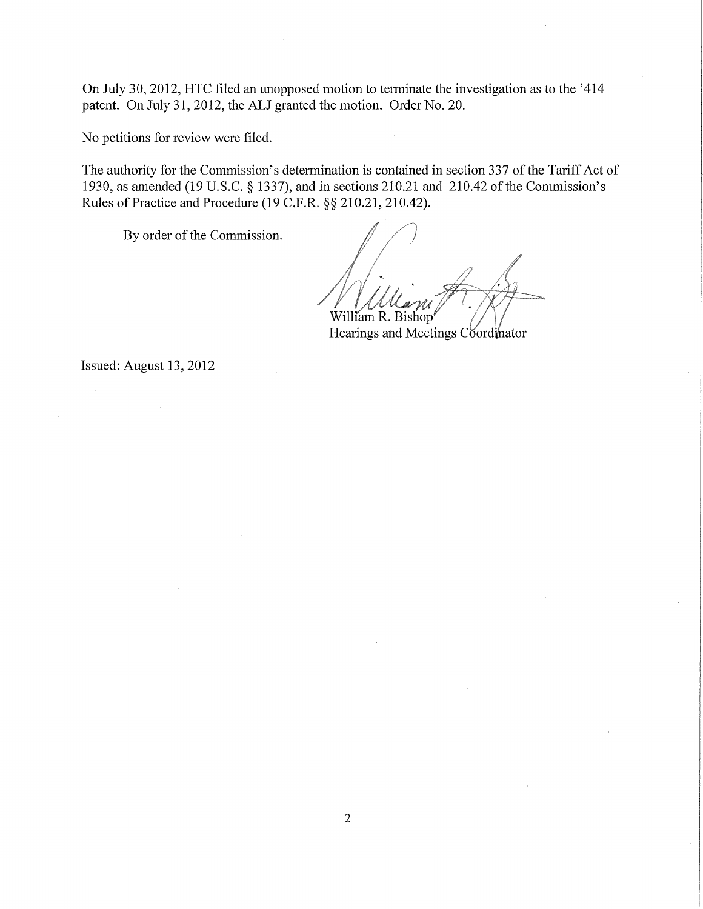On July 30, 2012, HTC filed an unopposed motion to terminate the investigation as to the '414 patent. On July 31, 2012, the ALJ granted the motion. Order No. 20.

No petitions for review were filed.

The authority for the Commission's determination is contained in section 337 of the Tariff Act of 1930, as amended (19 U.S.C. § 1337), and in sections 210.21 and 210.42 of the Commission's Rules of Practice and Procedure (19 C.F.R. §§ 210.21, 210.42).

By order of the Commission.

William R. Bishop
Hearings and Meetings Coordinator

Issued: August 13, 2012